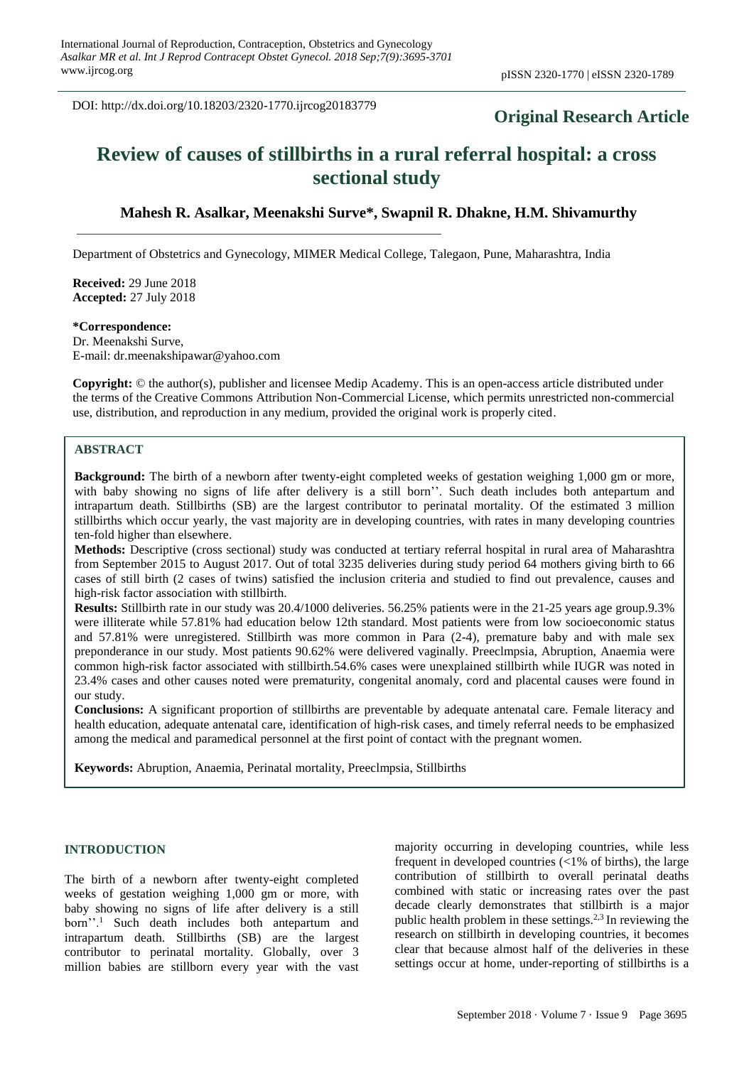DOI: http://dx.doi.org/10.18203/2320-1770.ijrcog20183779

**Original Research Article**

# Review of causes of stillbirths in a rural referral hospital: a cross sectional study

**Mahesh R. Asalkar, Meenakshi Surve\*, Swapnil R. Dhakne, H.M. Shivamurthy**

Department of Obstetrics and Gynecology, MIMER Medical College, Talegaon, Pune, Maharashtra, India

**Received:** 29 June 2018
**Accepted:** 27 July 2018

**\*Correspondence:**
Dr. Meenakshi Surve,
E-mail: dr.meenakshipawar@yahoo.com

**Copyright:** © the author(s), publisher and licensee Medip Academy. This is an open-access article distributed under the terms of the Creative Commons Attribution Non-Commercial License, which permits unrestricted non-commercial use, distribution, and reproduction in any medium, provided the original work is properly cited.

## ABSTRACT

**Background:** The birth of a newborn after twenty-eight completed weeks of gestation weighing 1,000 gm or more, with baby showing no signs of life after delivery is a still born''. Such death includes both antepartum and intrapartum death. Stillbirths (SB) are the largest contributor to perinatal mortality. Of the estimated 3 million stillbirths which occur yearly, the vast majority are in developing countries, with rates in many developing countries ten-fold higher than elsewhere.

**Methods:** Descriptive (cross sectional) study was conducted at tertiary referral hospital in rural area of Maharashtra from September 2015 to August 2017. Out of total 3235 deliveries during study period 64 mothers giving birth to 66 cases of still birth (2 cases of twins) satisfied the inclusion criteria and studied to find out prevalence, causes and high-risk factor association with stillbirth.

**Results:** Stillbirth rate in our study was 20.4/1000 deliveries. 56.25% patients were in the 21-25 years age group.9.3% were illiterate while 57.81% had education below 12th standard. Most patients were from low socioeconomic status and 57.81% were unregistered. Stillbirth was more common in Para (2-4), premature baby and with male sex preponderance in our study. Most patients 90.62% were delivered vaginally. Preeclmpsia, Abruption, Anaemia were common high-risk factor associated with stillbirth.54.6% cases were unexplained stillbirth while IUGR was noted in 23.4% cases and other causes noted were prematurity, congenital anomaly, cord and placental causes were found in our study.

**Conclusions:** A significant proportion of stillbirths are preventable by adequate antenatal care. Female literacy and health education, adequate antenatal care, identification of high-risk cases, and timely referral needs to be emphasized among the medical and paramedical personnel at the first point of contact with the pregnant women.

**Keywords:** Abruption, Anaemia, Perinatal mortality, Preeclmpsia, Stillbirths

## INTRODUCTION

The birth of a newborn after twenty-eight completed weeks of gestation weighing 1,000 gm or more, with baby showing no signs of life after delivery is a still born''.[1] Such death includes both antepartum and intrapartum death. Stillbirths (SB) are the largest contributor to perinatal mortality. Globally, over 3 million babies are stillborn every year with the vast majority occurring in developing countries, while less frequent in developed countries (<1% of births), the large contribution of stillbirth to overall perinatal deaths combined with static or increasing rates over the past decade clearly demonstrates that stillbirth is a major public health problem in these settings.[2,3] In reviewing the research on stillbirth in developing countries, it becomes clear that because almost half of the deliveries in these settings occur at home, under-reporting of stillbirths is a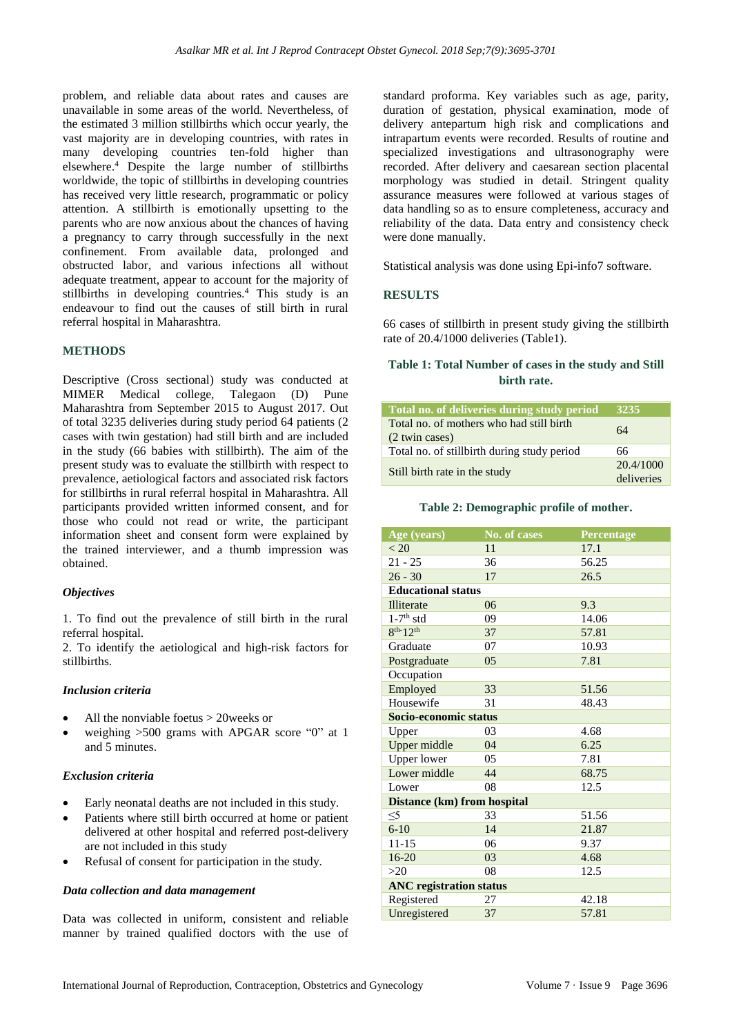problem, and reliable data about rates and causes are unavailable in some areas of the world. Nevertheless, of the estimated 3 million stillbirths which occur yearly, the vast majority are in developing countries, with rates in many developing countries ten-fold higher than elsewhere.[4] Despite the large number of stillbirths worldwide, the topic of stillbirths in developing countries has received very little research, programmatic or policy attention. A stillbirth is emotionally upsetting to the parents who are now anxious about the chances of having a pregnancy to carry through successfully in the next confinement. From available data, prolonged and obstructed labor, and various infections all without adequate treatment, appear to account for the majority of stillbirths in developing countries.[4] This study is an endeavour to find out the causes of still birth in rural referral hospital in Maharashtra.

## METHODS

Descriptive (Cross sectional) study was conducted at MIMER Medical college, Talegaon (D) Pune Maharashtra from September 2015 to August 2017. Out of total 3235 deliveries during study period 64 patients (2 cases with twin gestation) had still birth and are included in the study (66 babies with stillbirth). The aim of the present study was to evaluate the stillbirth with respect to prevalence, aetiological factors and associated risk factors for stillbirths in rural referral hospital in Maharashtra. All participants provided written informed consent, and for those who could not read or write, the participant information sheet and consent form were explained by the trained interviewer, and a thumb impression was obtained.

### *Objectives*

1. To find out the prevalence of still birth in the rural referral hospital.
2. To identify the aetiological and high-risk factors for stillbirths.

### *Inclusion criteria*

- All the nonviable foetus > 20weeks or
- weighing >500 grams with APGAR score "0" at 1 and 5 minutes.

### *Exclusion criteria*

- Early neonatal deaths are not included in this study.
- Patients where still birth occurred at home or patient delivered at other hospital and referred post-delivery are not included in this study
- Refusal of consent for participation in the study.

### *Data collection and data management*

Data was collected in uniform, consistent and reliable manner by trained qualified doctors with the use of standard proforma. Key variables such as age, parity, duration of gestation, physical examination, mode of delivery antepartum high risk and complications and intrapartum events were recorded. Results of routine and specialized investigations and ultrasonography were recorded. After delivery and caesarean section placental morphology was studied in detail. Stringent quality assurance measures were followed at various stages of data handling so as to ensure completeness, accuracy and reliability of the data. Data entry and consistency check were done manually.

Statistical analysis was done using Epi-info7 software.

## RESULTS

66 cases of stillbirth in present study giving the stillbirth rate of 20.4/1000 deliveries (Table1).

**Table 1: Total Number of cases in the study and Still birth rate.**

| Total no. of deliveries during study period | 3235 |
|---|---|
| Total no. of mothers who had still birth (2 twin cases) | 64 |
| Total no. of stillbirth during study period | 66 |
| Still birth rate in the study | 20.4/1000 deliveries |

**Table 2: Demographic profile of mother.**

| Age (years) | No. of cases | Percentage |
|---|---|---|
| < 20 | 11 | 17.1 |
| 21 - 25 | 36 | 56.25 |
| 26 - 30 | 17 | 26.5 |
| **Educational status** | | |
| Illiterate | 06 | 9.3 |
| 1-7th std | 09 | 14.06 |
| 8th-12th | 37 | 57.81 |
| Graduate | 07 | 10.93 |
| Postgraduate | 05 | 7.81 |
| Occupation | | |
| Employed | 33 | 51.56 |
| Housewife | 31 | 48.43 |
| **Socio-economic status** | | |
| Upper | 03 | 4.68 |
| Upper middle | 04 | 6.25 |
| Upper lower | 05 | 7.81 |
| Lower middle | 44 | 68.75 |
| Lower | 08 | 12.5 |
| **Distance (km) from hospital** | | |
| ≤5 | 33 | 51.56 |
| 6-10 | 14 | 21.87 |
| 11-15 | 06 | 9.37 |
| 16-20 | 03 | 4.68 |
| >20 | 08 | 12.5 |
| **ANC registration status** | | |
| Registered | 27 | 42.18 |
| Unregistered | 37 | 57.81 |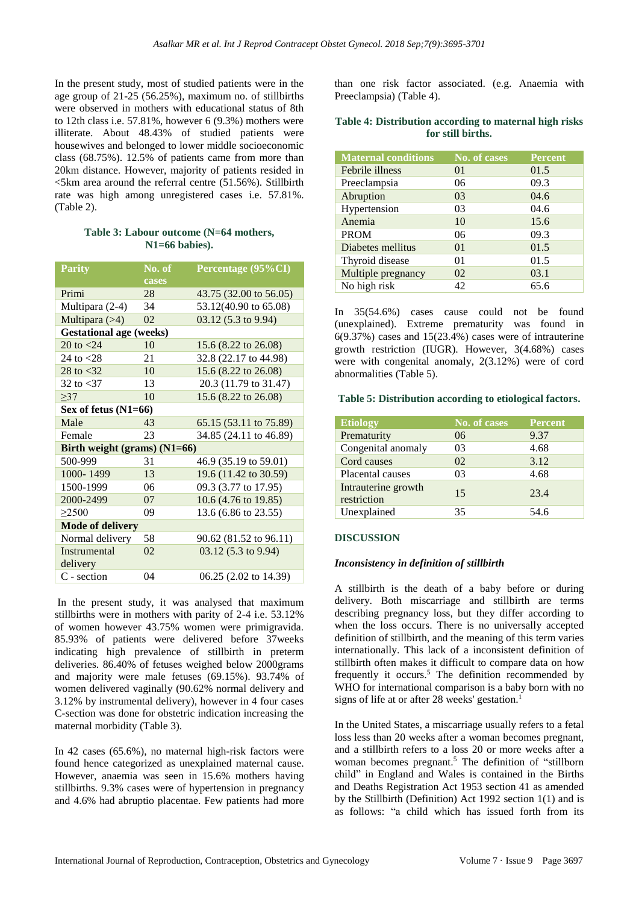In the present study, most of studied patients were in the age group of 21-25 (56.25%), maximum no. of stillbirths were observed in mothers with educational status of 8th to 12th class i.e. 57.81%, however 6 (9.3%) mothers were illiterate. About 48.43% of studied patients were housewives and belonged to lower middle socioeconomic class (68.75%). 12.5% of patients came from more than 20km distance. However, majority of patients resided in <5km area around the referral centre (51.56%). Stillbirth rate was high among unregistered cases i.e. 57.81%. (Table 2).

**Table 3: Labour outcome (N=64 mothers, N1=66 babies).**

| Parity | No. of cases | Percentage (95%CI) |
|---|---|---|
| Primi | 28 | 43.75 (32.00 to 56.05) |
| Multipara (2-4) | 34 | 53.12(40.90 to 65.08) |
| Multipara (>4) | 02 | 03.12 (5.3 to 9.94) |
| **Gestational age (weeks)** | | |
| 20 to <24 | 10 | 15.6 (8.22 to 26.08) |
| 24 to <28 | 21 | 32.8 (22.17 to 44.98) |
| 28 to <32 | 10 | 15.6 (8.22 to 26.08) |
| 32 to <37 | 13 | 20.3 (11.79 to 31.47) |
| ≥37 | 10 | 15.6 (8.22 to 26.08) |
| **Sex of fetus (N1=66)** | | |
| Male | 43 | 65.15 (53.11 to 75.89) |
| Female | 23 | 34.85 (24.11 to 46.89) |
| **Birth weight (grams) (N1=66)** | | |
| 500-999 | 31 | 46.9 (35.19 to 59.01) |
| 1000- 1499 | 13 | 19.6 (11.42 to 30.59) |
| 1500-1999 | 06 | 09.3 (3.77 to 17.95) |
| 2000-2499 | 07 | 10.6 (4.76 to 19.85) |
| ≥2500 | 09 | 13.6 (6.86 to 23.55) |
| **Mode of delivery** | | |
| Normal delivery | 58 | 90.62 (81.52 to 96.11) |
| Instrumental delivery | 02 | 03.12 (5.3 to 9.94) |
| C - section | 04 | 06.25 (2.02 to 14.39) |

In the present study, it was analysed that maximum stillbirths were in mothers with parity of 2-4 i.e. 53.12% of women however 43.75% women were primigravida. 85.93% of patients were delivered before 37weeks indicating high prevalence of stillbirth in preterm deliveries. 86.40% of fetuses weighed below 2000grams and majority were male fetuses (69.15%). 93.74% of women delivered vaginally (90.62% normal delivery and 3.12% by instrumental delivery), however in 4 four cases C-section was done for obstetric indication increasing the maternal morbidity (Table 3).

In 42 cases (65.6%), no maternal high-risk factors were found hence categorized as unexplained maternal cause. However, anaemia was seen in 15.6% mothers having stillbirths. 9.3% cases were of hypertension in pregnancy and 4.6% had abruptio placentae. Few patients had more than one risk factor associated. (e.g. Anaemia with Preeclampsia) (Table 4).

**Table 4: Distribution according to maternal high risks for still births.**

| Maternal conditions | No. of cases | Percent |
|---|---|---|
| Febrile illness | 01 | 01.5 |
| Preeclampsia | 06 | 09.3 |
| Abruption | 03 | 04.6 |
| Hypertension | 03 | 04.6 |
| Anemia | 10 | 15.6 |
| PROM | 06 | 09.3 |
| Diabetes mellitus | 01 | 01.5 |
| Thyroid disease | 01 | 01.5 |
| Multiple pregnancy | 02 | 03.1 |
| No high risk | 42 | 65.6 |

In 35(54.6%) cases cause could not be found (unexplained). Extreme prematurity was found in 6(9.37%) cases and 15(23.4%) cases were of intrauterine growth restriction (IUGR). However, 3(4.68%) cases were with congenital anomaly, 2(3.12%) were of cord abnormalities (Table 5).

**Table 5: Distribution according to etiological factors.**

| Etiology | No. of cases | Percent |
|---|---|---|
| Prematurity | 06 | 9.37 |
| Congenital anomaly | 03 | 4.68 |
| Cord causes | 02 | 3.12 |
| Placental causes | 03 | 4.68 |
| Intrauterine growth restriction | 15 | 23.4 |
| Unexplained | 35 | 54.6 |

## DISCUSSION

### *Inconsistency in definition of stillbirth*

A stillbirth is the death of a baby before or during delivery. Both miscarriage and stillbirth are terms describing pregnancy loss, but they differ according to when the loss occurs. There is no universally accepted definition of stillbirth, and the meaning of this term varies internationally. This lack of a inconsistent definition of stillbirth often makes it difficult to compare data on how frequently it occurs.[5] The definition recommended by WHO for international comparison is a baby born with no signs of life at or after 28 weeks' gestation.[1]

In the United States, a miscarriage usually refers to a fetal loss less than 20 weeks after a woman becomes pregnant, and a stillbirth refers to a loss 20 or more weeks after a woman becomes pregnant.[5] The definition of "stillborn child" in England and Wales is contained in the Births and Deaths Registration Act 1953 section 41 as amended by the Stillbirth (Definition) Act 1992 section 1(1) and is as follows: "a child which has issued forth from its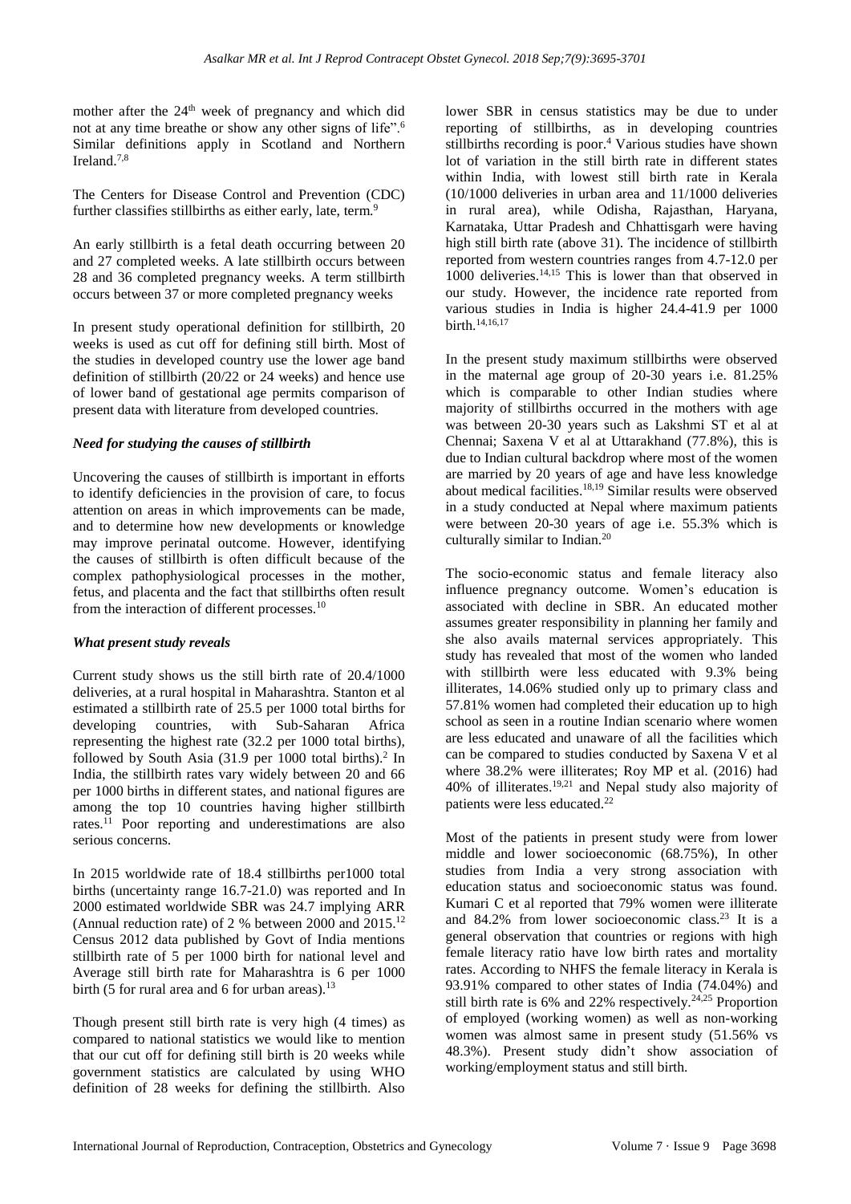mother after the 24th week of pregnancy and which did not at any time breathe or show any other signs of life".[6] Similar definitions apply in Scotland and Northern Ireland.[7,8]

The Centers for Disease Control and Prevention (CDC) further classifies stillbirths as either early, late, term.[9]

An early stillbirth is a fetal death occurring between 20 and 27 completed weeks. A late stillbirth occurs between 28 and 36 completed pregnancy weeks. A term stillbirth occurs between 37 or more completed pregnancy weeks

In present study operational definition for stillbirth, 20 weeks is used as cut off for defining still birth. Most of the studies in developed country use the lower age band definition of stillbirth (20/22 or 24 weeks) and hence use of lower band of gestational age permits comparison of present data with literature from developed countries.

### *Need for studying the causes of stillbirth*

Uncovering the causes of stillbirth is important in efforts to identify deficiencies in the provision of care, to focus attention on areas in which improvements can be made, and to determine how new developments or knowledge may improve perinatal outcome. However, identifying the causes of stillbirth is often difficult because of the complex pathophysiological processes in the mother, fetus, and placenta and the fact that stillbirths often result from the interaction of different processes.[10]

### *What present study reveals*

Current study shows us the still birth rate of 20.4/1000 deliveries, at a rural hospital in Maharashtra. Stanton et al estimated a stillbirth rate of 25.5 per 1000 total births for developing countries, with Sub-Saharan Africa representing the highest rate (32.2 per 1000 total births), followed by South Asia (31.9 per 1000 total births).[2] In India, the stillbirth rates vary widely between 20 and 66 per 1000 births in different states, and national figures are among the top 10 countries having higher stillbirth rates.[11] Poor reporting and underestimations are also serious concerns.

In 2015 worldwide rate of 18.4 stillbirths per1000 total births (uncertainty range 16.7-21.0) was reported and In 2000 estimated worldwide SBR was 24.7 implying ARR (Annual reduction rate) of 2 % between 2000 and 2015.[12] Census 2012 data published by Govt of India mentions stillbirth rate of 5 per 1000 birth for national level and Average still birth rate for Maharashtra is 6 per 1000 birth (5 for rural area and 6 for urban areas).[13]

Though present still birth rate is very high (4 times) as compared to national statistics we would like to mention that our cut off for defining still birth is 20 weeks while government statistics are calculated by using WHO definition of 28 weeks for defining the stillbirth. Also lower SBR in census statistics may be due to under reporting of stillbirths, as in developing countries stillbirths recording is poor.[4] Various studies have shown lot of variation in the still birth rate in different states within India, with lowest still birth rate in Kerala (10/1000 deliveries in urban area and 11/1000 deliveries in rural area), while Odisha, Rajasthan, Haryana, Karnataka, Uttar Pradesh and Chhattisgarh were having high still birth rate (above 31). The incidence of stillbirth reported from western countries ranges from 4.7-12.0 per 1000 deliveries.[14,15] This is lower than that observed in our study. However, the incidence rate reported from various studies in India is higher 24.4-41.9 per 1000 birth.[14,16,17]

In the present study maximum stillbirths were observed in the maternal age group of 20-30 years i.e. 81.25% which is comparable to other Indian studies where majority of stillbirths occurred in the mothers with age was between 20-30 years such as Lakshmi ST et al at Chennai; Saxena V et al at Uttarakhand (77.8%), this is due to Indian cultural backdrop where most of the women are married by 20 years of age and have less knowledge about medical facilities.[18,19] Similar results were observed in a study conducted at Nepal where maximum patients were between 20-30 years of age i.e. 55.3% which is culturally similar to Indian.[20]

The socio-economic status and female literacy also influence pregnancy outcome. Women's education is associated with decline in SBR. An educated mother assumes greater responsibility in planning her family and she also avails maternal services appropriately. This study has revealed that most of the women who landed with stillbirth were less educated with 9.3% being illiterates, 14.06% studied only up to primary class and 57.81% women had completed their education up to high school as seen in a routine Indian scenario where women are less educated and unaware of all the facilities which can be compared to studies conducted by Saxena V et al where 38.2% were illiterates; Roy MP et al. (2016) had 40% of illiterates.[19,21] and Nepal study also majority of patients were less educated.[22]

Most of the patients in present study were from lower middle and lower socioeconomic (68.75%), In other studies from India a very strong association with education status and socioeconomic status was found. Kumari C et al reported that 79% women were illiterate and 84.2% from lower socioeconomic class.[23] It is a general observation that countries or regions with high female literacy ratio have low birth rates and mortality rates. According to NHFS the female literacy in Kerala is 93.91% compared to other states of India (74.04%) and still birth rate is 6% and 22% respectively.[24,25] Proportion of employed (working women) as well as non-working women was almost same in present study (51.56% vs 48.3%). Present study didn't show association of working/employment status and still birth.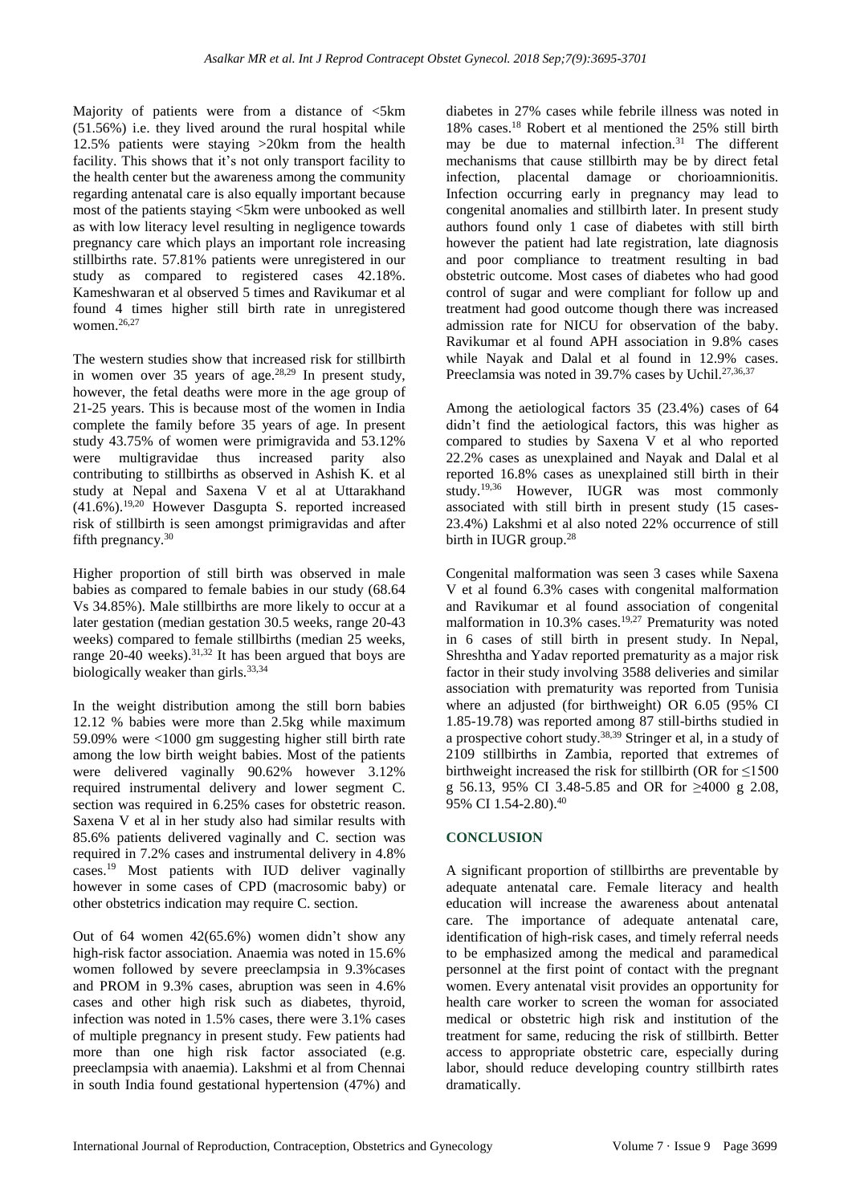Majority of patients were from a distance of <5km (51.56%) i.e. they lived around the rural hospital while 12.5% patients were staying >20km from the health facility. This shows that it's not only transport facility to the health center but the awareness among the community regarding antenatal care is also equally important because most of the patients staying <5km were unbooked as well as with low literacy level resulting in negligence towards pregnancy care which plays an important role increasing stillbirths rate. 57.81% patients were unregistered in our study as compared to registered cases 42.18%. Kameshwaran et al observed 5 times and Ravikumar et al found 4 times higher still birth rate in unregistered women.[26,27]

The western studies show that increased risk for stillbirth in women over 35 years of age.[28,29] In present study, however, the fetal deaths were more in the age group of 21-25 years. This is because most of the women in India complete the family before 35 years of age. In present study 43.75% of women were primigravida and 53.12% were multigravidae thus increased parity also contributing to stillbirths as observed in Ashish K. et al study at Nepal and Saxena V et al at Uttarakhand (41.6%).[19,20] However Dasgupta S. reported increased risk of stillbirth is seen amongst primigravidas and after fifth pregnancy.[30]

Higher proportion of still birth was observed in male babies as compared to female babies in our study (68.64 Vs 34.85%). Male stillbirths are more likely to occur at a later gestation (median gestation 30.5 weeks, range 20-43 weeks) compared to female stillbirths (median 25 weeks, range 20-40 weeks).[31,32] It has been argued that boys are biologically weaker than girls.[33,34]

In the weight distribution among the still born babies 12.12 % babies were more than 2.5kg while maximum 59.09% were <1000 gm suggesting higher still birth rate among the low birth weight babies. Most of the patients were delivered vaginally 90.62% however 3.12% required instrumental delivery and lower segment C. section was required in 6.25% cases for obstetric reason. Saxena V et al in her study also had similar results with 85.6% patients delivered vaginally and C. section was required in 7.2% cases and instrumental delivery in 4.8% cases.[19] Most patients with IUD deliver vaginally however in some cases of CPD (macrosomic baby) or other obstetrics indication may require C. section.

Out of 64 women 42(65.6%) women didn't show any high-risk factor association. Anaemia was noted in 15.6% women followed by severe preeclampsia in 9.3%cases and PROM in 9.3% cases, abruption was seen in 4.6% cases and other high risk such as diabetes, thyroid, infection was noted in 1.5% cases, there were 3.1% cases of multiple pregnancy in present study. Few patients had more than one high risk factor associated (e.g. preeclampsia with anaemia). Lakshmi et al from Chennai in south India found gestational hypertension (47%) and diabetes in 27% cases while febrile illness was noted in 18% cases.[18] Robert et al mentioned the 25% still birth may be due to maternal infection.[31] The different mechanisms that cause stillbirth may be by direct fetal infection, placental damage or chorioamnionitis. Infection occurring early in pregnancy may lead to congenital anomalies and stillbirth later. In present study authors found only 1 case of diabetes with still birth however the patient had late registration, late diagnosis and poor compliance to treatment resulting in bad obstetric outcome. Most cases of diabetes who had good control of sugar and were compliant for follow up and treatment had good outcome though there was increased admission rate for NICU for observation of the baby. Ravikumar et al found APH association in 9.8% cases while Nayak and Dalal et al found in 12.9% cases. Preeclamsia was noted in 39.7% cases by Uchil.[27,36,37]

Among the aetiological factors 35 (23.4%) cases of 64 didn't find the aetiological factors, this was higher as compared to studies by Saxena V et al who reported 22.2% cases as unexplained and Nayak and Dalal et al reported 16.8% cases as unexplained still birth in their study.[19,36] However, IUGR was most commonly associated with still birth in present study (15 cases-23.4%) Lakshmi et al also noted 22% occurrence of still birth in IUGR group.[28]

Congenital malformation was seen 3 cases while Saxena V et al found 6.3% cases with congenital malformation and Ravikumar et al found association of congenital malformation in 10.3% cases.[19,27] Prematurity was noted in 6 cases of still birth in present study. In Nepal, Shreshtha and Yadav reported prematurity as a major risk factor in their study involving 3588 deliveries and similar association with prematurity was reported from Tunisia where an adjusted (for birthweight) OR 6.05 (95% CI 1.85-19.78) was reported among 87 still-births studied in a prospective cohort study.[38,39] Stringer et al, in a study of 2109 stillbirths in Zambia, reported that extremes of birthweight increased the risk for stillbirth (OR for ≤1500 g 56.13, 95% CI 3.48-5.85 and OR for ≥4000 g 2.08, 95% CI 1.54-2.80).[40]

## CONCLUSION

A significant proportion of stillbirths are preventable by adequate antenatal care. Female literacy and health education will increase the awareness about antenatal care. The importance of adequate antenatal care, identification of high-risk cases, and timely referral needs to be emphasized among the medical and paramedical personnel at the first point of contact with the pregnant women. Every antenatal visit provides an opportunity for health care worker to screen the woman for associated medical or obstetric high risk and institution of the treatment for same, reducing the risk of stillbirth. Better access to appropriate obstetric care, especially during labor, should reduce developing country stillbirth rates dramatically.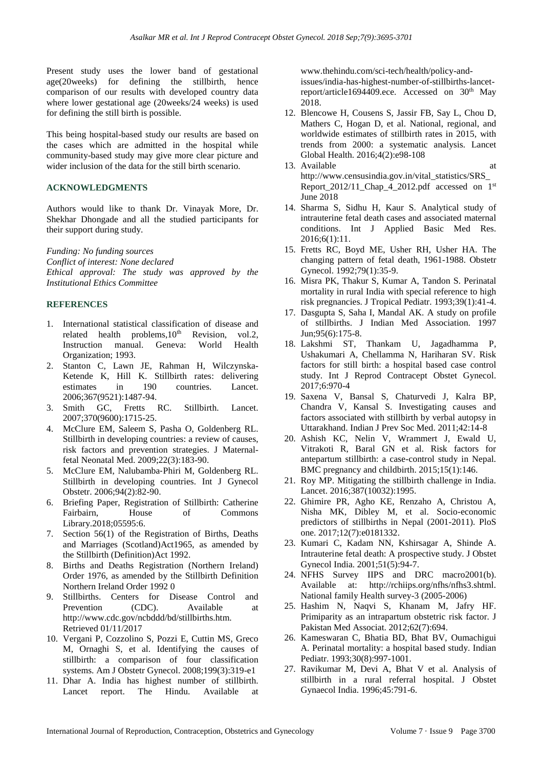Present study uses the lower band of gestational age(20weeks) for defining the stillbirth, hence comparison of our results with developed country data where lower gestational age (20weeks/24 weeks) is used for defining the still birth is possible.

This being hospital-based study our results are based on the cases which are admitted in the hospital while community-based study may give more clear picture and wider inclusion of the data for the still birth scenario.

## ACKNOWLEDGMENTS

Authors would like to thank Dr. Vinayak More, Dr. Shekhar Dhongade and all the studied participants for their support during study.

*Funding: No funding sources*
*Conflict of interest: None declared*
*Ethical approval: The study was approved by the Institutional Ethics Committee*

## REFERENCES

1. International statistical classification of disease and related health problems,10th Revision, vol.2, Instruction manual. Geneva: World Health Organization; 1993.
2. Stanton C, Lawn JE, Rahman H, Wilczynska-Ketende K, Hill K. Stillbirth rates: delivering estimates in 190 countries. Lancet. 2006;367(9521):1487-94.
3. Smith GC, Fretts RC. Stillbirth. Lancet. 2007;370(9600):1715-25.
4. McClure EM, Saleem S, Pasha O, Goldenberg RL. Stillbirth in developing countries: a review of causes, risk factors and prevention strategies. J Maternal-fetal Neonatal Med. 2009;22(3):183-90.
5. McClure EM, Nalubamba-Phiri M, Goldenberg RL. Stillbirth in developing countries. Int J Gynecol Obstetr. 2006;94(2):82-90.
6. Briefing Paper, Registration of Stillbirth: Catherine Fairbairn, House of Commons Library.2018;05595:6.
7. Section 56(1) of the Registration of Births, Deaths and Marriages (Scotland)Act1965, as amended by the Stillbirth (Definition)Act 1992.
8. Births and Deaths Registration (Northern Ireland) Order 1976, as amended by the Stillbirth Definition Northern Ireland Order 1992 0
9. Stillbirths. Centers for Disease Control and Prevention (CDC). Available at http://www.cdc.gov/ncbddd/bd/stillbirths.htm. Retrieved 01/11/2017
10. Vergani P, Cozzolino S, Pozzi E, Cuttin MS, Greco M, Ornaghi S, et al. Identifying the causes of stillbirth: a comparison of four classification systems. Am J Obstetr Gynecol. 2008;199(3):319-e1
11. Dhar A. India has highest number of stillbirth. Lancet report. The Hindu. Available at www.thehindu.com/sci-tech/health/policy-and-issues/india-has-highest-number-of-stillbirths-lancet-report/article1694409.ece. Accessed on 30th May 2018.
12. Blencowe H, Cousens S, Jassir FB, Say L, Chou D, Mathers C, Hogan D, et al. National, regional, and worldwide estimates of stillbirth rates in 2015, with trends from 2000: a systematic analysis. Lancet Global Health. 2016;4(2):e98-108
13. Available at http://www.censusindia.gov.in/vital_statistics/SRS_Report_2012/11_Chap_4_2012.pdf accessed on 1st June 2018
14. Sharma S, Sidhu H, Kaur S. Analytical study of intrauterine fetal death cases and associated maternal conditions. Int J Applied Basic Med Res. 2016;6(1):11.
15. Fretts RC, Boyd ME, Usher RH, Usher HA. The changing pattern of fetal death, 1961-1988. Obstetr Gynecol. 1992;79(1):35-9.
16. Misra PK, Thakur S, Kumar A, Tandon S. Perinatal mortality in rural India with special reference to high risk pregnancies. J Tropical Pediatr. 1993;39(1):41-4.
17. Dasgupta S, Saha I, Mandal AK. A study on profile of stillbirths. J Indian Med Association. 1997 Jun;95(6):175-8.
18. Lakshmi ST, Thankam U, Jagadhamma P, Ushakumari A, Chellamma N, Hariharan SV. Risk factors for still birth: a hospital based case control study. Int J Reprod Contracept Obstet Gynecol. 2017;6:970-4
19. Saxena V, Bansal S, Chaturvedi J, Kalra BP, Chandra V, Kansal S. Investigating causes and factors associated with stillbirth by verbal autopsy in Uttarakhand. Indian J Prev Soc Med. 2011;42:14-8
20. Ashish KC, Nelin V, Wrammert J, Ewald U, Vitrakoti R, Baral GN et al. Risk factors for antepartum stillbirth: a case-control study in Nepal. BMC pregnancy and childbirth. 2015;15(1):146.
21. Roy MP. Mitigating the stillbirth challenge in India. Lancet. 2016;387(10032):1995.
22. Ghimire PR, Agho KE, Renzaho A, Christou A, Nisha MK, Dibley M, et al. Socio-economic predictors of stillbirths in Nepal (2001-2011). PloS one. 2017;12(7):e0181332.
23. Kumari C, Kadam NN, Kshirsagar A, Shinde A. Intrauterine fetal death: A prospective study. J Obstet Gynecol India. 2001;51(5):94-7.
24. NFHS Survey IIPS and DRC macro2001(b). Available at: http://rchiips.org/nfhs/nfhs3.shtml. National family Health survey-3 (2005-2006)
25. Hashim N, Naqvi S, Khanam M, Jafry HF. Primiparity as an intrapartum obstetric risk factor. J Pakistan Med Associat. 2012;62(7):694.
26. Kameswaran C, Bhatia BD, Bhat BV, Oumachigui A. Perinatal mortality: a hospital based study. Indian Pediatr. 1993;30(8):997-1001.
27. Ravikumar M, Devi A, Bhat V et al. Analysis of stillbirth in a rural referral hospital. J Obstet Gynaecol India. 1996;45:791-6.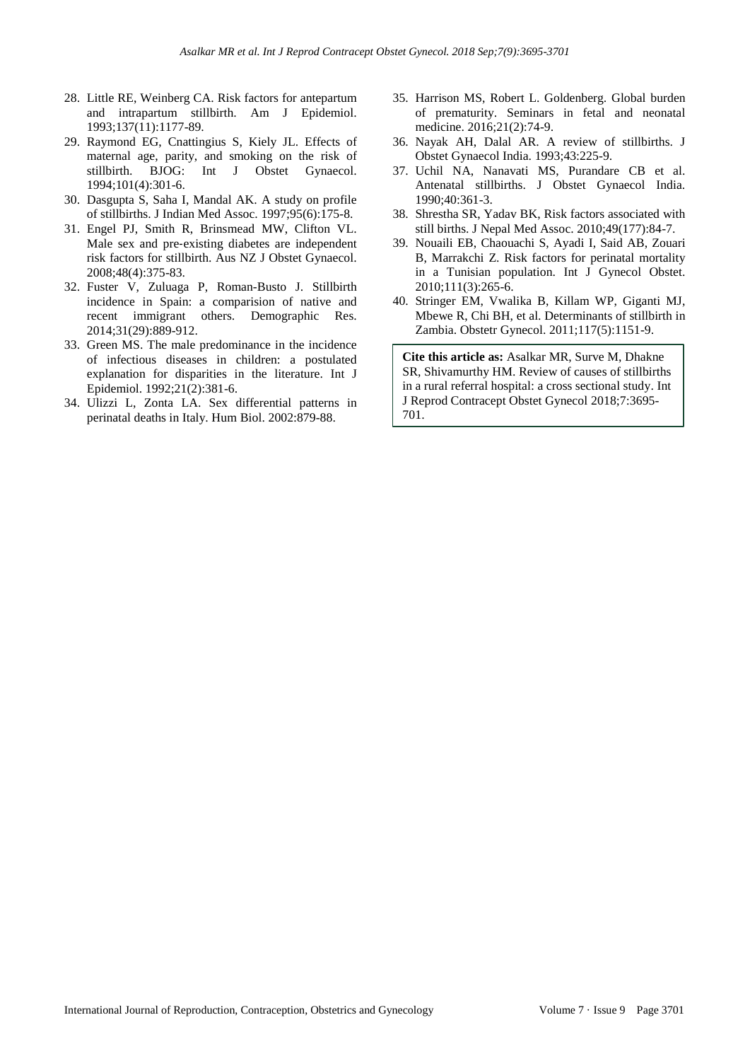28. Little RE, Weinberg CA. Risk factors for antepartum and intrapartum stillbirth. Am J Epidemiol. 1993;137(11):1177-89.
29. Raymond EG, Cnattingius S, Kiely JL. Effects of maternal age, parity, and smoking on the risk of stillbirth. BJOG: Int J Obstet Gynaecol. 1994;101(4):301-6.
30. Dasgupta S, Saha I, Mandal AK. A study on profile of stillbirths. J Indian Med Assoc. 1997;95(6):175-8.
31. Engel PJ, Smith R, Brinsmead MW, Clifton VL. Male sex and pre-existing diabetes are independent risk factors for stillbirth. Aus NZ J Obstet Gynaecol. 2008;48(4):375-83.
32. Fuster V, Zuluaga P, Roman-Busto J. Stillbirth incidence in Spain: a comparision of native and recent immigrant others. Demographic Res. 2014;31(29):889-912.
33. Green MS. The male predominance in the incidence of infectious diseases in children: a postulated explanation for disparities in the literature. Int J Epidemiol. 1992;21(2):381-6.
34. Ulizzi L, Zonta LA. Sex differential patterns in perinatal deaths in Italy. Hum Biol. 2002:879-88.
35. Harrison MS, Robert L. Goldenberg. Global burden of prematurity. Seminars in fetal and neonatal medicine. 2016;21(2):74-9.
36. Nayak AH, Dalal AR. A review of stillbirths. J Obstet Gynaecol India. 1993;43:225-9.
37. Uchil NA, Nanavati MS, Purandare CB et al. Antenatal stillbirths. J Obstet Gynaecol India. 1990;40:361-3.
38. Shrestha SR, Yadav BK, Risk factors associated with still births. J Nepal Med Assoc. 2010;49(177):84-7.
39. Nouaili EB, Chaouachi S, Ayadi I, Said AB, Zouari B, Marrakchi Z. Risk factors for perinatal mortality in a Tunisian population. Int J Gynecol Obstet. 2010;111(3):265-6.
40. Stringer EM, Vwalika B, Killam WP, Giganti MJ, Mbewe R, Chi BH, et al. Determinants of stillbirth in Zambia. Obstetr Gynecol. 2011;117(5):1151-9.

**Cite this article as:** Asalkar MR, Surve M, Dhakne SR, Shivamurthy HM. Review of causes of stillbirths in a rural referral hospital: a cross sectional study. Int J Reprod Contracept Obstet Gynecol 2018;7:3695-701.